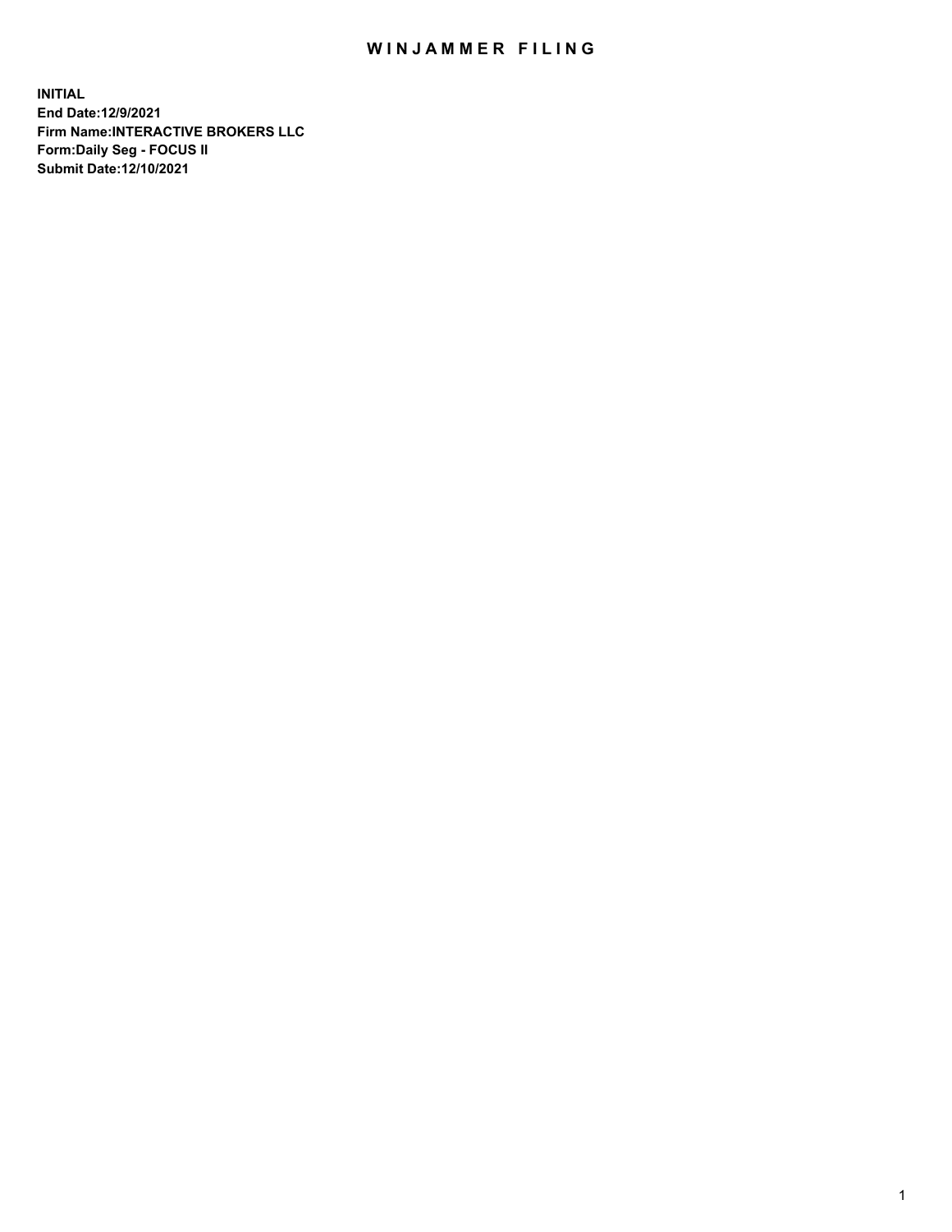# WINJAMMER FILING

**INITIAL**
**End Date:12/9/2021**
**Firm Name:INTERACTIVE BROKERS LLC**
**Form:Daily Seg - FOCUS II**
**Submit Date:12/10/2021**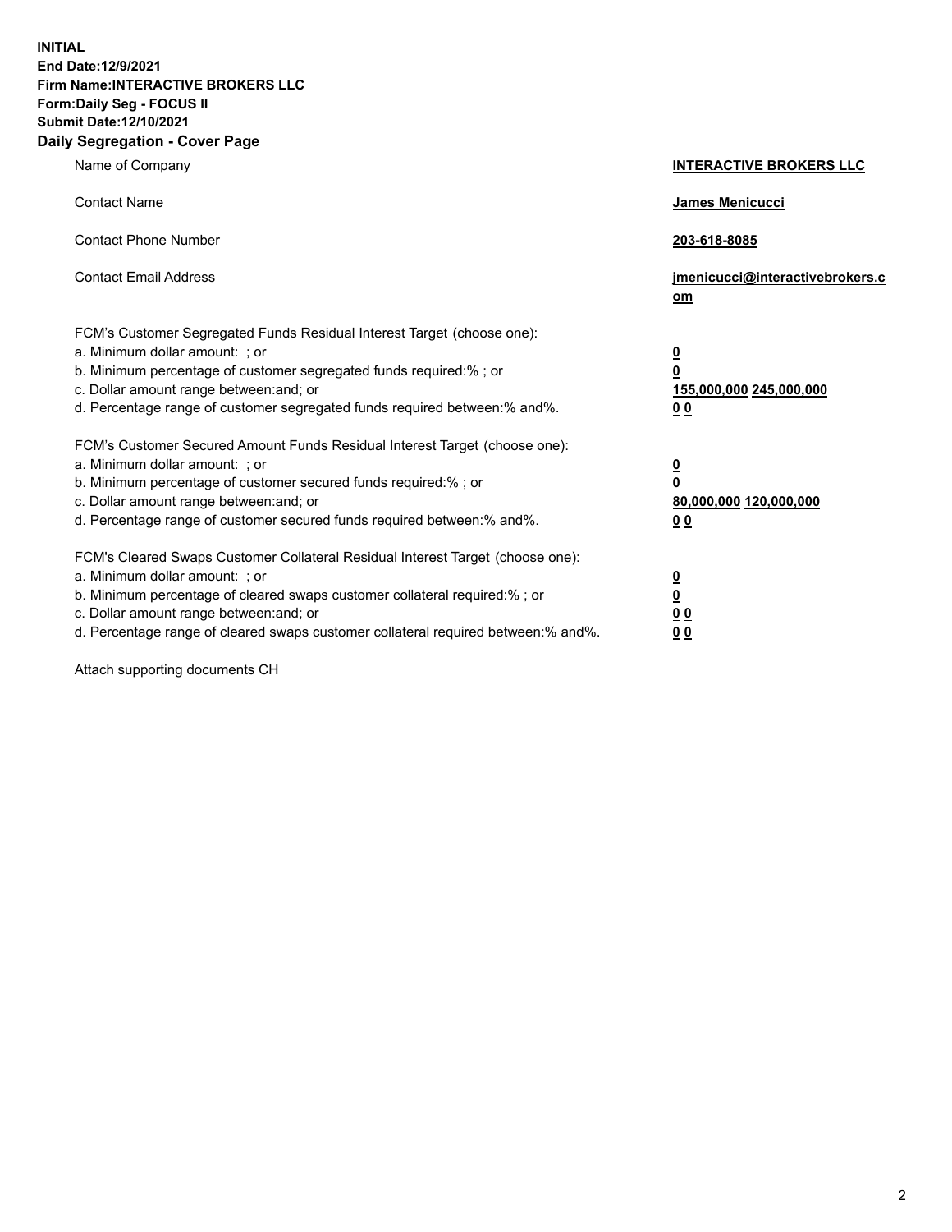**INITIAL**
**End Date:12/9/2021**
**Firm Name:INTERACTIVE BROKERS LLC**
**Form:Daily Seg - FOCUS II**
**Submit Date:12/10/2021**

## Daily Segregation - Cover Page

| | |
|---|---|
| Name of Company | **INTERACTIVE BROKERS LLC** |
| Contact Name | **James Menicucci** |
| Contact Phone Number | **203-618-8085** |
| Contact Email Address | **jmenicucci@interactivebrokers.com** |

FCM's Customer Segregated Funds Residual Interest Target (choose one):

| | |
|---|---|
| a. Minimum dollar amount: ; or | **0** |
| b. Minimum percentage of customer segregated funds required:% ; or | **0** |
| c. Dollar amount range between:and; or | **155,000,000 245,000,000** |
| d. Percentage range of customer segregated funds required between:% and%. | **0 0** |

FCM's Customer Secured Amount Funds Residual Interest Target (choose one):

| | |
|---|---|
| a. Minimum dollar amount: ; or | **0** |
| b. Minimum percentage of customer secured funds required:% ; or | **0** |
| c. Dollar amount range between:and; or | **80,000,000 120,000,000** |
| d. Percentage range of customer secured funds required between:% and%. | **0 0** |

FCM's Cleared Swaps Customer Collateral Residual Interest Target (choose one):

| | |
|---|---|
| a. Minimum dollar amount: ; or | **0** |
| b. Minimum percentage of cleared swaps customer collateral required:% ; or | **0** |
| c. Dollar amount range between:and; or | **0 0** |
| d. Percentage range of cleared swaps customer collateral required between:% and%. | **0 0** |

Attach supporting documents CH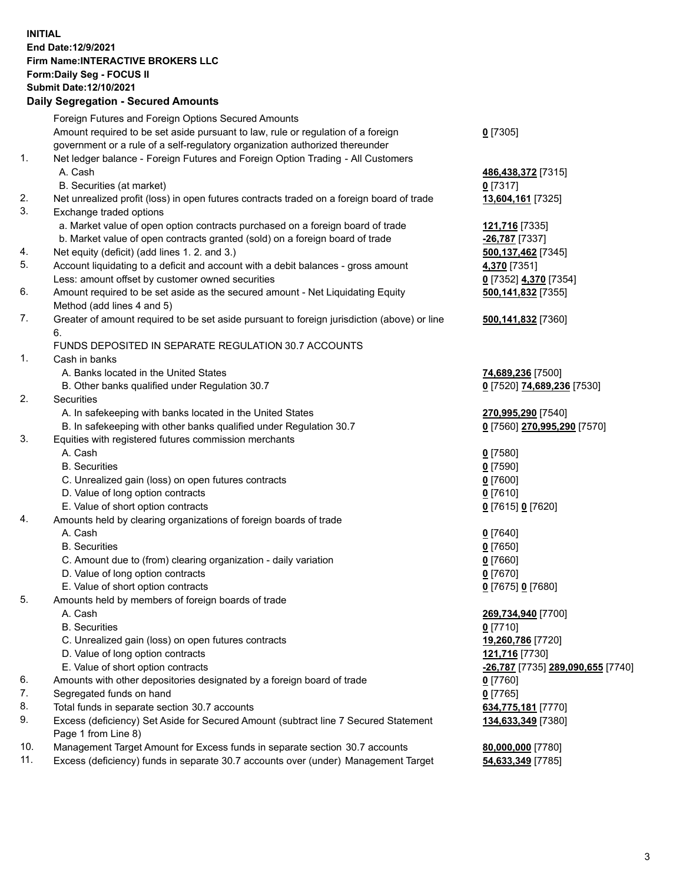**INITIAL**
**End Date:12/9/2021**
**Firm Name:INTERACTIVE BROKERS LLC**
**Form:Daily Seg - FOCUS II**
**Submit Date:12/10/2021**

## Daily Segregation - Secured Amounts

| | | |
|---|---|---|
| | Foreign Futures and Foreign Options Secured Amounts | |
| | Amount required to be set aside pursuant to law, rule or regulation of a foreign government or a rule of a self-regulatory organization authorized thereunder | **0** [7305] |
| 1. | Net ledger balance - Foreign Futures and Foreign Option Trading - All Customers | |
| | A. Cash | **486,438,372** [7315] |
| | B. Securities (at market) | **0** [7317] |
| 2. | Net unrealized profit (loss) in open futures contracts traded on a foreign board of trade | **13,604,161** [7325] |
| 3. | Exchange traded options | |
| | a. Market value of open option contracts purchased on a foreign board of trade | **121,716** [7335] |
| | b. Market value of open contracts granted (sold) on a foreign board of trade | **-26,787** [7337] |
| 4. | Net equity (deficit) (add lines 1. 2. and 3.) | **500,137,462** [7345] |
| 5. | Account liquidating to a deficit and account with a debit balances - gross amount | **4,370** [7351] |
| | Less: amount offset by customer owned securities | **0** [7352] **4,370** [7354] |
| 6. | Amount required to be set aside as the secured amount - Net Liquidating Equity Method (add lines 4 and 5) | **500,141,832** [7355] |
| 7. | Greater of amount required to be set aside pursuant to foreign jurisdiction (above) or line 6. | **500,141,832** [7360] |
| | FUNDS DEPOSITED IN SEPARATE REGULATION 30.7 ACCOUNTS | |
| 1. | Cash in banks | |
| | A. Banks located in the United States | **74,689,236** [7500] |
| | B. Other banks qualified under Regulation 30.7 | **0** [7520] **74,689,236** [7530] |
| 2. | Securities | |
| | A. In safekeeping with banks located in the United States | **270,995,290** [7540] |
| | B. In safekeeping with other banks qualified under Regulation 30.7 | **0** [7560] **270,995,290** [7570] |
| 3. | Equities with registered futures commission merchants | |
| | A. Cash | **0** [7580] |
| | B. Securities | **0** [7590] |
| | C. Unrealized gain (loss) on open futures contracts | **0** [7600] |
| | D. Value of long option contracts | **0** [7610] |
| | E. Value of short option contracts | **0** [7615] **0** [7620] |
| 4. | Amounts held by clearing organizations of foreign boards of trade | |
| | A. Cash | **0** [7640] |
| | B. Securities | **0** [7650] |
| | C. Amount due to (from) clearing organization - daily variation | **0** [7660] |
| | D. Value of long option contracts | **0** [7670] |
| | E. Value of short option contracts | **0** [7675] **0** [7680] |
| 5. | Amounts held by members of foreign boards of trade | |
| | A. Cash | **269,734,940** [7700] |
| | B. Securities | **0** [7710] |
| | C. Unrealized gain (loss) on open futures contracts | **19,260,786** [7720] |
| | D. Value of long option contracts | **121,716** [7730] |
| | E. Value of short option contracts | **-26,787** [7735] **289,090,655** [7740] |
| 6. | Amounts with other depositories designated by a foreign board of trade | **0** [7760] |
| 7. | Segregated funds on hand | **0** [7765] |
| 8. | Total funds in separate section 30.7 accounts | **634,775,181** [7770] |
| 9. | Excess (deficiency) Set Aside for Secured Amount (subtract line 7 Secured Statement Page 1 from Line 8) | **134,633,349** [7380] |
| 10. | Management Target Amount for Excess funds in separate section 30.7 accounts | **80,000,000** [7780] |
| 11. | Excess (deficiency) funds in separate 30.7 accounts over (under) Management Target | **54,633,349** [7785] |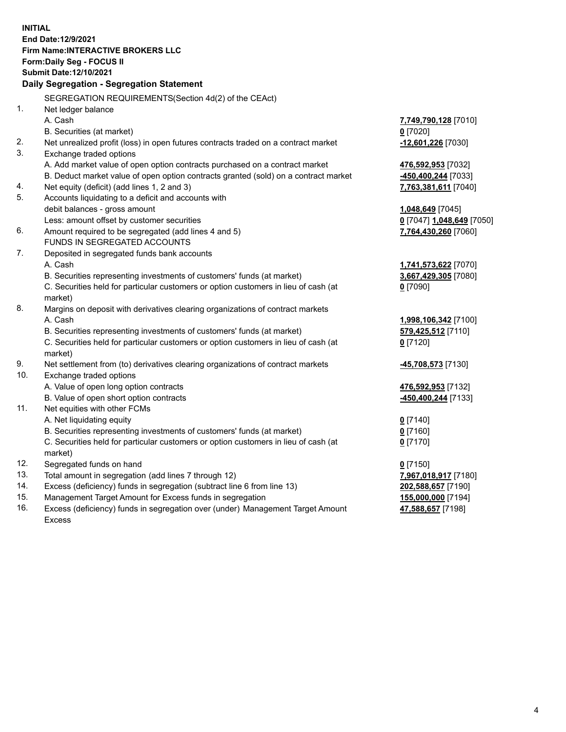**INITIAL**
**End Date:12/9/2021**
**Firm Name:INTERACTIVE BROKERS LLC**
**Form:Daily Seg - FOCUS II**
**Submit Date:12/10/2021**

**Daily Segregation - Segregation Statement**

SEGREGATION REQUIREMENTS(Section 4d(2) of the CEAct)

| | | |
|---|---|---|
| 1. | Net ledger balance | |
| | A. Cash | **7,749,790,128** [7010] |
| | B. Securities (at market) | **0** [7020] |
| 2. | Net unrealized profit (loss) in open futures contracts traded on a contract market | **-12,601,226** [7030] |
| 3. | Exchange traded options | |
| | A. Add market value of open option contracts purchased on a contract market | **476,592,953** [7032] |
| | B. Deduct market value of open option contracts granted (sold) on a contract market | **-450,400,244** [7033] |
| 4. | Net equity (deficit) (add lines 1, 2 and 3) | **7,763,381,611** [7040] |
| 5. | Accounts liquidating to a deficit and accounts with debit balances - gross amount | **1,048,649** [7045] |
| | Less: amount offset by customer securities | **0** [7047] **1,048,649** [7050] |
| 6. | Amount required to be segregated (add lines 4 and 5) | **7,764,430,260** [7060] |
| | FUNDS IN SEGREGATED ACCOUNTS | |
| 7. | Deposited in segregated funds bank accounts | |
| | A. Cash | **1,741,573,622** [7070] |
| | B. Securities representing investments of customers' funds (at market) | **3,667,429,305** [7080] |
| | C. Securities held for particular customers or option customers in lieu of cash (at market) | **0** [7090] |
| 8. | Margins on deposit with derivatives clearing organizations of contract markets | |
| | A. Cash | **1,998,106,342** [7100] |
| | B. Securities representing investments of customers' funds (at market) | **579,425,512** [7110] |
| | C. Securities held for particular customers or option customers in lieu of cash (at market) | **0** [7120] |
| 9. | Net settlement from (to) derivatives clearing organizations of contract markets | **-45,708,573** [7130] |
| 10. | Exchange traded options | |
| | A. Value of open long option contracts | **476,592,953** [7132] |
| | B. Value of open short option contracts | **-450,400,244** [7133] |
| 11. | Net equities with other FCMs | |
| | A. Net liquidating equity | **0** [7140] |
| | B. Securities representing investments of customers' funds (at market) | **0** [7160] |
| | C. Securities held for particular customers or option customers in lieu of cash (at market) | **0** [7170] |
| 12. | Segregated funds on hand | **0** [7150] |
| 13. | Total amount in segregation (add lines 7 through 12) | **7,967,018,917** [7180] |
| 14. | Excess (deficiency) funds in segregation (subtract line 6 from line 13) | **202,588,657** [7190] |
| 15. | Management Target Amount for Excess funds in segregation | **155,000,000** [7194] |
| 16. | Excess (deficiency) funds in segregation over (under) Management Target Amount Excess | **47,588,657** [7198] |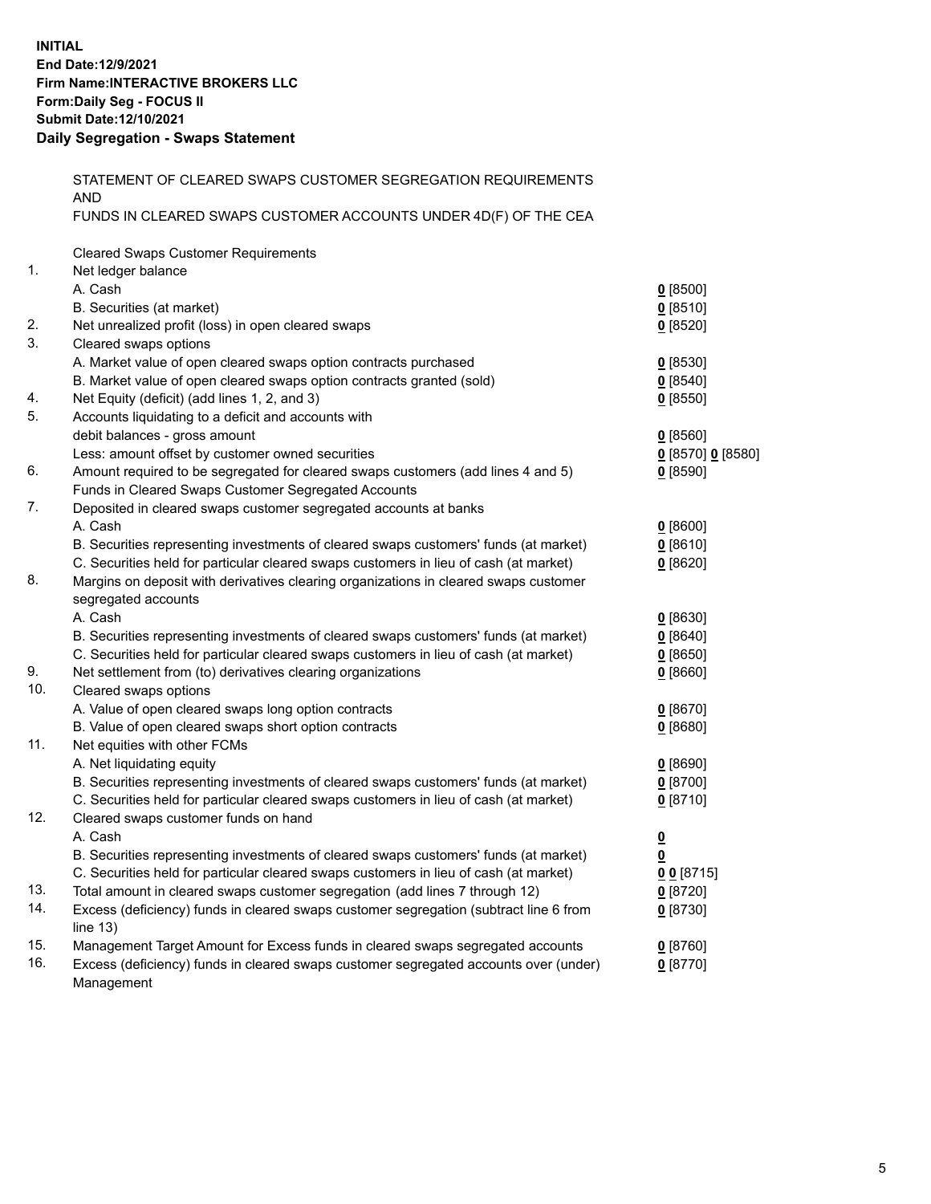**INITIAL**
**End Date:12/9/2021**
**Firm Name:INTERACTIVE BROKERS LLC**
**Form:Daily Seg - FOCUS II**
**Submit Date:12/10/2021**
**Daily Segregation - Swaps Statement**

STATEMENT OF CLEARED SWAPS CUSTOMER SEGREGATION REQUIREMENTS AND
FUNDS IN CLEARED SWAPS CUSTOMER ACCOUNTS UNDER 4D(F) OF THE CEA

| | | |
|---|---|---|
| | Cleared Swaps Customer Requirements | |
| 1. | Net ledger balance | |
| | A. Cash | 0 [8500] |
| | B. Securities (at market) | 0 [8510] |
| 2. | Net unrealized profit (loss) in open cleared swaps | 0 [8520] |
| 3. | Cleared swaps options | |
| | A. Market value of open cleared swaps option contracts purchased | 0 [8530] |
| | B. Market value of open cleared swaps option contracts granted (sold) | 0 [8540] |
| 4. | Net Equity (deficit) (add lines 1, 2, and 3) | 0 [8550] |
| 5. | Accounts liquidating to a deficit and accounts with | |
| | debit balances - gross amount | 0 [8560] |
| | Less: amount offset by customer owned securities | 0 [8570] 0 [8580] |
| 6. | Amount required to be segregated for cleared swaps customers (add lines 4 and 5) | 0 [8590] |
| | Funds in Cleared Swaps Customer Segregated Accounts | |
| 7. | Deposited in cleared swaps customer segregated accounts at banks | |
| | A. Cash | 0 [8600] |
| | B. Securities representing investments of cleared swaps customers' funds (at market) | 0 [8610] |
| | C. Securities held for particular cleared swaps customers in lieu of cash (at market) | 0 [8620] |
| 8. | Margins on deposit with derivatives clearing organizations in cleared swaps customer segregated accounts | |
| | A. Cash | 0 [8630] |
| | B. Securities representing investments of cleared swaps customers' funds (at market) | 0 [8640] |
| | C. Securities held for particular cleared swaps customers in lieu of cash (at market) | 0 [8650] |
| 9. | Net settlement from (to) derivatives clearing organizations | 0 [8660] |
| 10. | Cleared swaps options | |
| | A. Value of open cleared swaps long option contracts | 0 [8670] |
| | B. Value of open cleared swaps short option contracts | 0 [8680] |
| 11. | Net equities with other FCMs | |
| | A. Net liquidating equity | 0 [8690] |
| | B. Securities representing investments of cleared swaps customers' funds (at market) | 0 [8700] |
| | C. Securities held for particular cleared swaps customers in lieu of cash (at market) | 0 [8710] |
| 12. | Cleared swaps customer funds on hand | |
| | A. Cash | 0 |
| | B. Securities representing investments of cleared swaps customers' funds (at market) | 0 |
| | C. Securities held for particular cleared swaps customers in lieu of cash (at market) | 0 0 [8715] |
| 13. | Total amount in cleared swaps customer segregation (add lines 7 through 12) | 0 [8720] |
| 14. | Excess (deficiency) funds in cleared swaps customer segregation (subtract line 6 from line 13) | 0 [8730] |
| 15. | Management Target Amount for Excess funds in cleared swaps segregated accounts | 0 [8760] |
| 16. | Excess (deficiency) funds in cleared swaps customer segregated accounts over (under) Management | 0 [8770] |